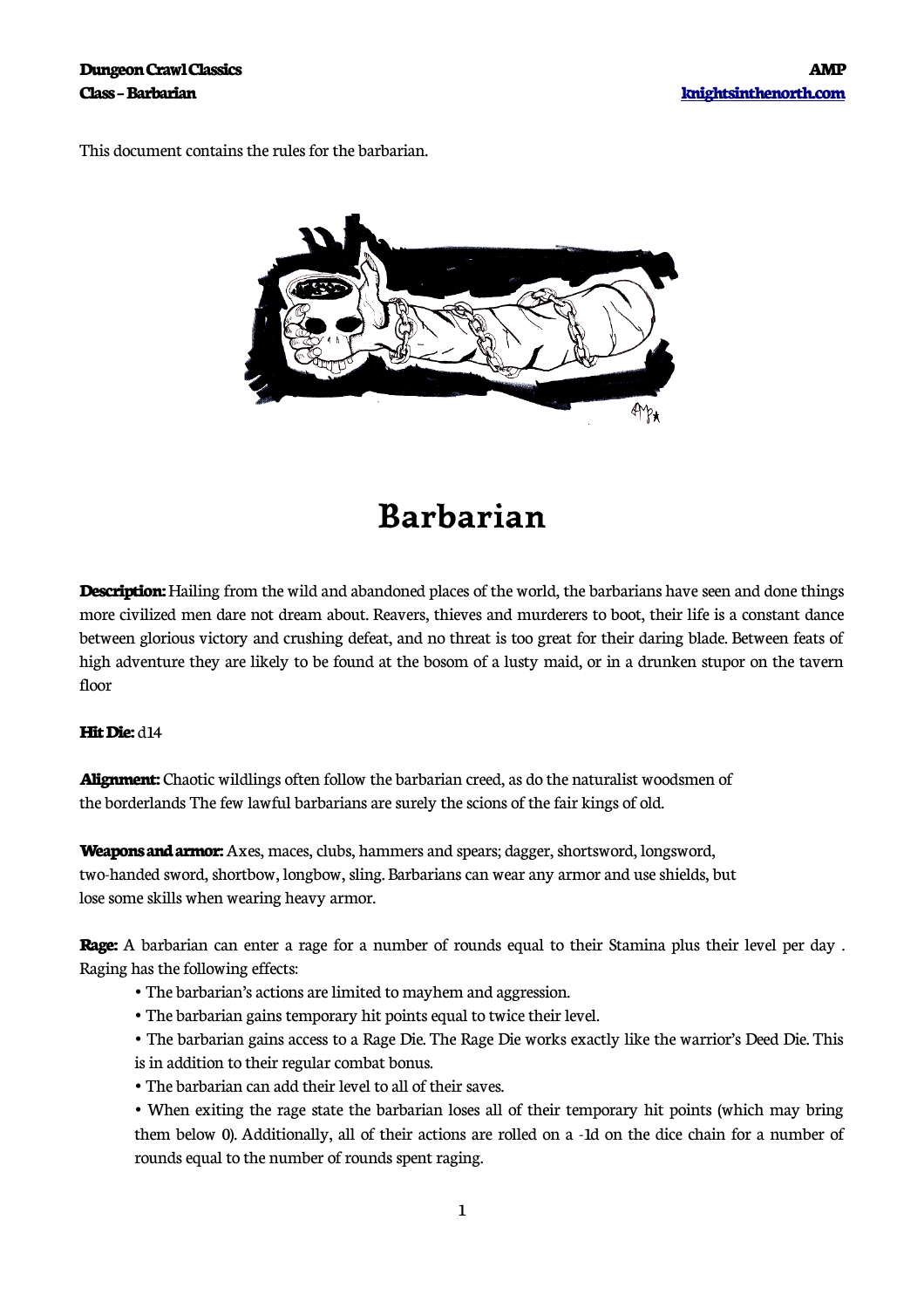This document contains the rules for the barbarian.

# Barbarian

**Description:** Hailing from the wild and abandoned places of the world, the barbarians have seen and done things more civilized men dare not dream about. Reavers, thieves and murderers to boot, their life is a constant dance between glorious victory and crushing defeat, and no threat is too great for their daring blade. Between feats of high adventure they are likely to be found at the bosom of a lusty maid, or in a drunken stupor on the tavern floor

**Hit Die:** d14

**Alignment:** Chaotic wildlings often follow the barbarian creed, as do the naturalist woodsmen of the borderlands The few lawful barbarians are surely the scions of the fair kings of old.

**Weapons and armor:** Axes, maces, clubs, hammers and spears; dagger, shortsword, longsword, two-handed sword, shortbow, longbow, sling. Barbarians can wear any armor and use shields, but lose some skills when wearing heavy armor.

**Rage:** A barbarian can enter a rage for a number of rounds equal to their Stamina plus their level per day . Raging has the following effects:

- The barbarian's actions are limited to mayhem and aggression.
- The barbarian gains temporary hit points equal to twice their level.
- The barbarian gains access to a Rage Die. The Rage Die works exactly like the warrior's Deed Die. This is in addition to their regular combat bonus.
- The barbarian can add their level to all of their saves.
- When exiting the rage state the barbarian loses all of their temporary hit points (which may bring them below 0). Additionally, all of their actions are rolled on a -1d on the dice chain for a number of rounds equal to the number of rounds spent raging.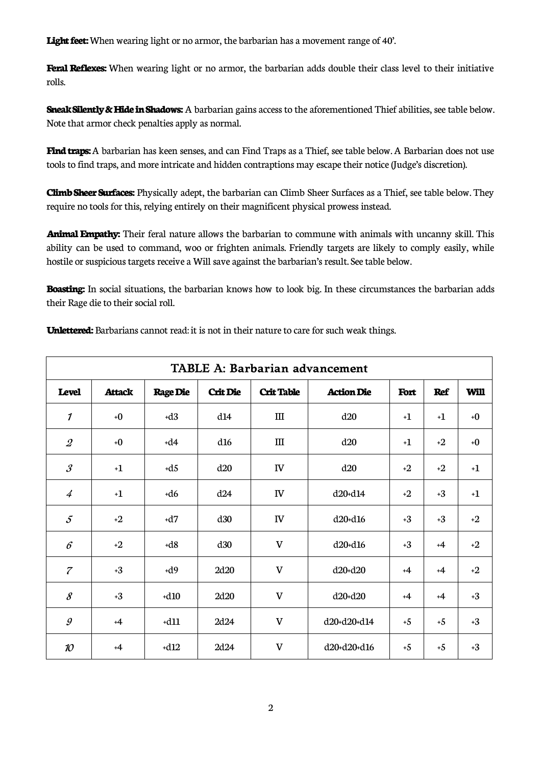**Light feet:** When wearing light or no armor, the barbarian has a movement range of 40'.

**Feral Reflexes:** When wearing light or no armor, the barbarian adds double their class level to their initiative rolls.

**Sneak Silently & Hide in Shadows:** A barbarian gains access to the aforementioned Thief abilities, see table below. Note that armor check penalties apply as normal.

**Find traps:** A barbarian has keen senses, and can Find Traps as a Thief, see table below. A Barbarian does not use tools to find traps, and more intricate and hidden contraptions may escape their notice (Judge's discretion).

**Climb Sheer Surfaces:** Physically adept, the barbarian can Climb Sheer Surfaces as a Thief, see table below. They require no tools for this, relying entirely on their magnificent physical prowess instead.

**Animal Empathy:** Their feral nature allows the barbarian to commune with animals with uncanny skill. This ability can be used to command, woo or frighten animals. Friendly targets are likely to comply easily, while hostile or suspicious targets receive a Will save against the barbarian's result. See table below.

**Boasting:** In social situations, the barbarian knows how to look big. In these circumstances the barbarian adds their Rage die to their social roll.

**Unlettered:** Barbarians cannot read: it is not in their nature to care for such weak things.

| TABLE A: Barbarian advancement | | | | | | | | |
|---|---|---|---|---|---|---|---|---|
| **Level** | **Attack** | **Rage Die** | **Crit Die** | **Crit Table** | **Action Die** | **Fort** | **Ref** | **Will** |
| *1* | +0 | +d3 | d14 | III | d20 | +1 | +1 | +0 |
| *2* | +0 | +d4 | d16 | III | d20 | +1 | +2 | +0 |
| *3* | +1 | +d5 | d20 | IV | d20 | +2 | +2 | +1 |
| *4* | +1 | +d6 | d24 | IV | d20+d14 | +2 | +3 | +1 |
| *5* | +2 | +d7 | d30 | IV | d20+d16 | +3 | +3 | +2 |
| *6* | +2 | +d8 | d30 | V | d20+d16 | +3 | +4 | +2 |
| *7* | +3 | +d9 | 2d20 | V | d20+d20 | +4 | +4 | +2 |
| *8* | +3 | +d10 | 2d20 | V | d20+d20 | +4 | +4 | +3 |
| *9* | +4 | +d11 | 2d24 | V | d20+d20+d14 | +5 | +5 | +3 |
| *10* | +4 | +d12 | 2d24 | V | d20+d20+d16 | +5 | +5 | +3 |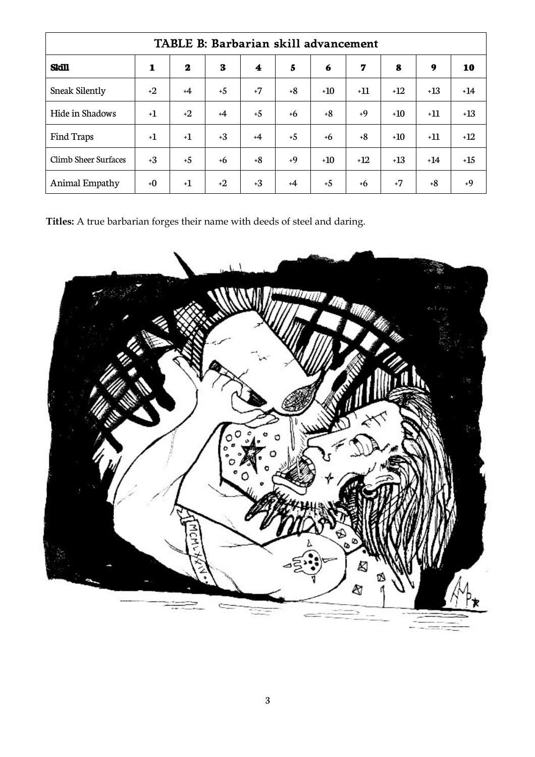| TABLE B: Barbarian skill advancement | | | | | | | | | | |
|---|---|---|---|---|---|---|---|---|---|---|
| **Skill** | **1** | **2** | **3** | **4** | **5** | **6** | **7** | **8** | **9** | **10** |
| Sneak Silently | +2 | +4 | +5 | +7 | +8 | +10 | +11 | +12 | +13 | +14 |
| Hide in Shadows | +1 | +2 | +4 | +5 | +6 | +8 | +9 | +10 | +11 | +13 |
| Find Traps | +1 | +1 | +3 | +4 | +5 | +6 | +8 | +10 | +11 | +12 |
| Climb Sheer Surfaces | +3 | +5 | +6 | +8 | +9 | +10 | +12 | +13 | +14 | +15 |
| Animal Empathy | +0 | +1 | +2 | +3 | +4 | +5 | +6 | +7 | +8 | +9 |

**Titles:** A true barbarian forges their name with deeds of steel and daring.